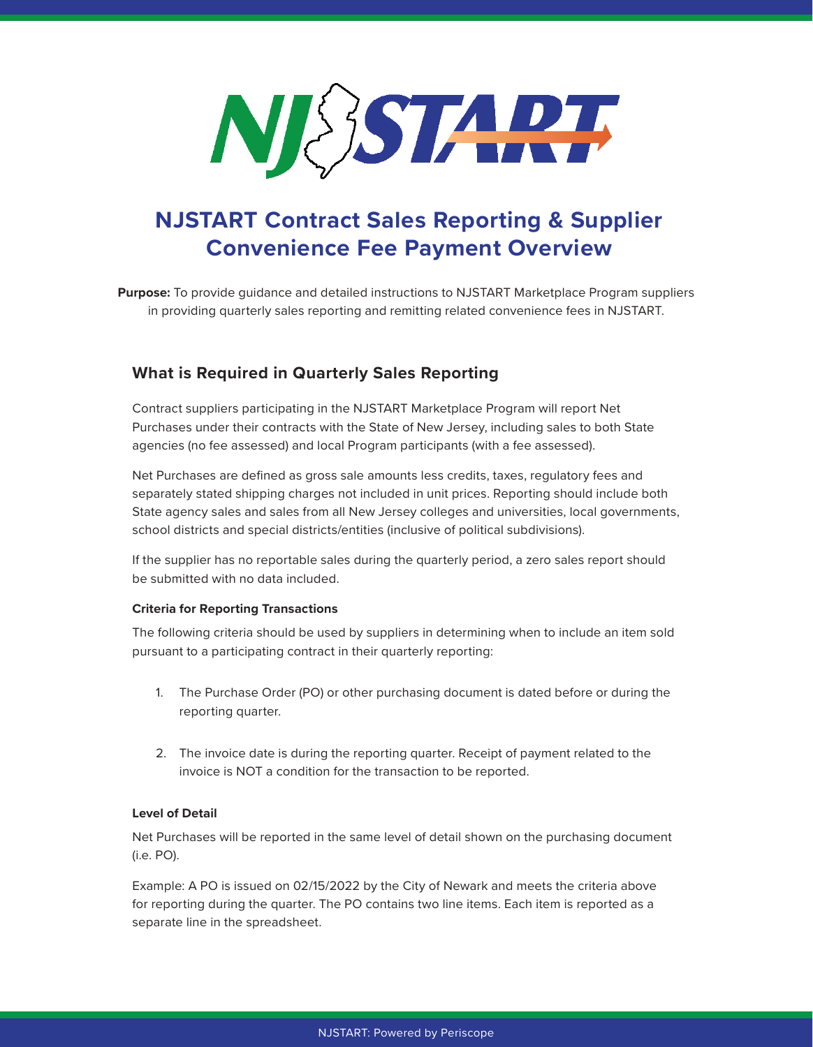# NJSTART Contract Sales Reporting & Supplier Convenience Fee Payment Overview

**Purpose:** To provide guidance and detailed instructions to NJSTART Marketplace Program suppliers in providing quarterly sales reporting and remitting related convenience fees in NJSTART.

## What is Required in Quarterly Sales Reporting

Contract suppliers participating in the NJSTART Marketplace Program will report Net Purchases under their contracts with the State of New Jersey, including sales to both State agencies (no fee assessed) and local Program participants (with a fee assessed).

Net Purchases are defined as gross sale amounts less credits, taxes, regulatory fees and separately stated shipping charges not included in unit prices. Reporting should include both State agency sales and sales from all New Jersey colleges and universities, local governments, school districts and special districts/entities (inclusive of political subdivisions).

If the supplier has no reportable sales during the quarterly period, a zero sales report should be submitted with no data included.

### Criteria for Reporting Transactions

The following criteria should be used by suppliers in determining when to include an item sold pursuant to a participating contract in their quarterly reporting:

1. The Purchase Order (PO) or other purchasing document is dated before or during the reporting quarter.

2. The invoice date is during the reporting quarter. Receipt of payment related to the invoice is NOT a condition for the transaction to be reported.

### Level of Detail

Net Purchases will be reported in the same level of detail shown on the purchasing document (i.e. PO).

Example: A PO is issued on 02/15/2022 by the City of Newark and meets the criteria above for reporting during the quarter. The PO contains two line items. Each item is reported as a separate line in the spreadsheet.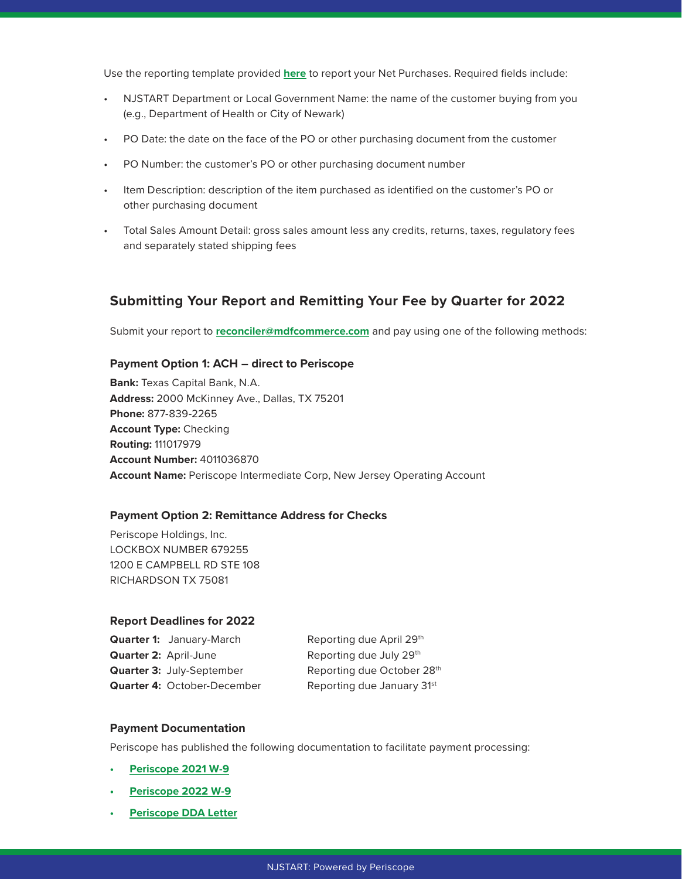Use the reporting template provided **here** to report your Net Purchases. Required fields include:

- NJSTART Department or Local Government Name: the name of the customer buying from you (e.g., Department of Health or City of Newark)
- PO Date: the date on the face of the PO or other purchasing document from the customer
- PO Number: the customer's PO or other purchasing document number
- Item Description: description of the item purchased as identified on the customer's PO or other purchasing document
- Total Sales Amount Detail: gross sales amount less any credits, returns, taxes, regulatory fees and separately stated shipping fees

## Submitting Your Report and Remitting Your Fee by Quarter for 2022

Submit your report to **reconciler@mdfcommerce.com** and pay using one of the following methods:

### Payment Option 1: ACH – direct to Periscope

**Bank:** Texas Capital Bank, N.A.
**Address:** 2000 McKinney Ave., Dallas, TX 75201
**Phone:** 877-839-2265
**Account Type:** Checking
**Routing:** 111017979
**Account Number:** 4011036870
**Account Name:** Periscope Intermediate Corp, New Jersey Operating Account

### Payment Option 2: Remittance Address for Checks

Periscope Holdings, Inc.
LOCKBOX NUMBER 679255
1200 E CAMPBELL RD STE 108
RICHARDSON TX 75081

### Report Deadlines for 2022

| | |
|---|---|
| **Quarter 1:** January-March | Reporting due April 29th |
| **Quarter 2:** April-June | Reporting due July 29th |
| **Quarter 3:** July-September | Reporting due October 28th |
| **Quarter 4:** October-December | Reporting due January 31st |

### Payment Documentation

Periscope has published the following documentation to facilitate payment processing:

- **Periscope 2021 W-9**
- **Periscope 2022 W-9**
- **Periscope DDA Letter**